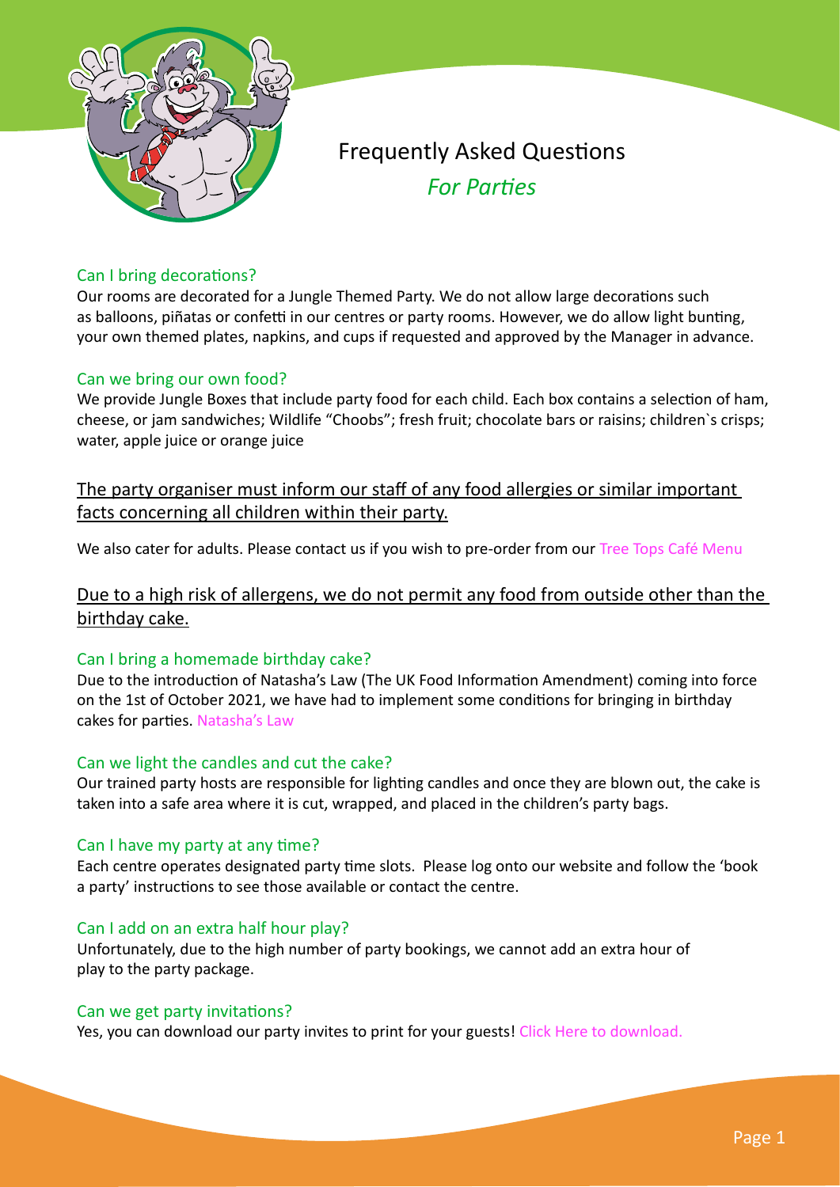# Frequently Asked Questions

*For Parties*

### Can I bring decorations?

Our rooms are decorated for a Jungle Themed Party. We do not allow large decorations such as balloons, piñatas or confetti in our centres or party rooms. However, we do allow light bunting, your own themed plates, napkins, and cups if requested and approved by the Manager in advance.

### Can we bring our own food?

We provide Jungle Boxes that include party food for each child. Each box contains a selection of ham, cheese, or jam sandwiches; Wildlife "Choobs"; fresh fruit; chocolate bars or raisins; children`s crisps; water, apple juice or orange juice

<u>The party organiser must inform our staff of any food allergies or similar important facts concerning all children within their party.</u>

We also cater for adults. Please contact us if you wish to pre-order from our Tree Tops Café Menu

<u>Due to a high risk of allergens, we do not permit any food from outside other than the birthday cake.</u>

### Can I bring a homemade birthday cake?

Due to the introduction of Natasha's Law (The UK Food Information Amendment) coming into force on the 1st of October 2021, we have had to implement some conditions for bringing in birthday cakes for parties. Natasha's Law

### Can we light the candles and cut the cake?

Our trained party hosts are responsible for lighting candles and once they are blown out, the cake is taken into a safe area where it is cut, wrapped, and placed in the children's party bags.

### Can I have my party at any time?

Each centre operates designated party time slots. Please log onto our website and follow the 'book a party' instructions to see those available or contact the centre.

### Can I add on an extra half hour play?

Unfortunately, due to the high number of party bookings, we cannot add an extra hour of play to the party package.

### Can we get party invitations?

Yes, you can download our party invites to print for your guests! Click Here to download.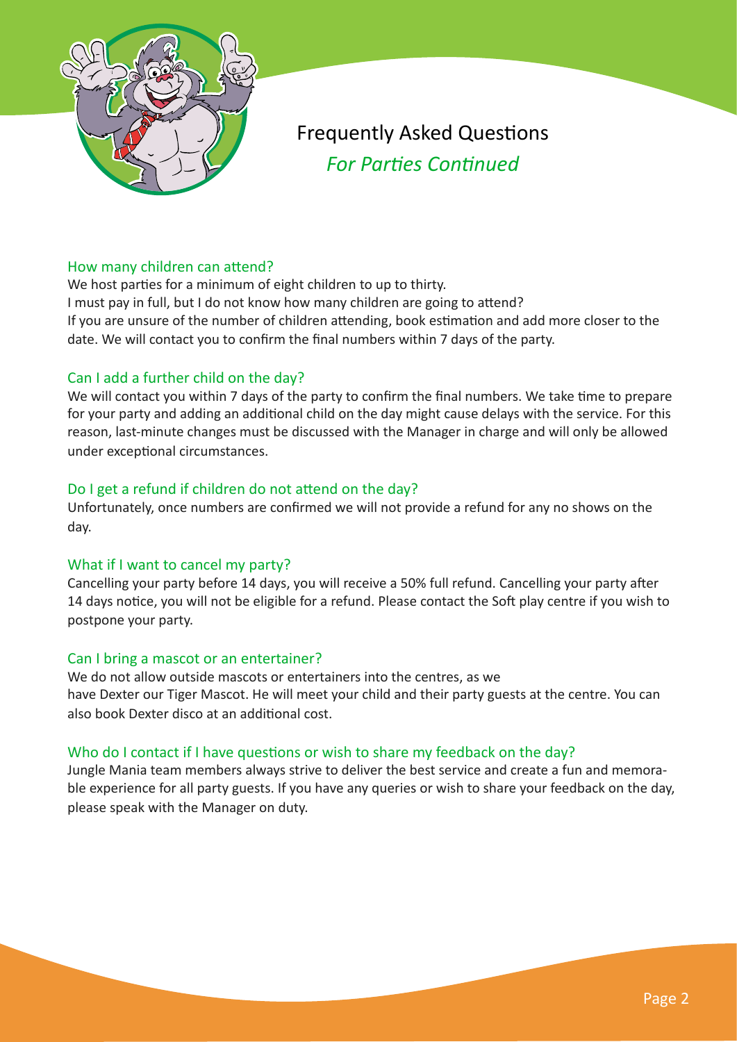# Frequently Asked Questions

*For Parties Continued*

## How many children can attend?

We host parties for a minimum of eight children to up to thirty.
I must pay in full, but I do not know how many children are going to attend?
If you are unsure of the number of children attending, book estimation and add more closer to the date. We will contact you to confirm the final numbers within 7 days of the party.

## Can I add a further child on the day?

We will contact you within 7 days of the party to confirm the final numbers. We take time to prepare for your party and adding an additional child on the day might cause delays with the service. For this reason, last-minute changes must be discussed with the Manager in charge and will only be allowed under exceptional circumstances.

## Do I get a refund if children do not attend on the day?

Unfortunately, once numbers are confirmed we will not provide a refund for any no shows on the day.

## What if I want to cancel my party?

Cancelling your party before 14 days, you will receive a 50% full refund. Cancelling your party after 14 days notice, you will not be eligible for a refund. Please contact the Soft play centre if you wish to postpone your party.

## Can I bring a mascot or an entertainer?

We do not allow outside mascots or entertainers into the centres, as we have Dexter our Tiger Mascot. He will meet your child and their party guests at the centre. You can also book Dexter disco at an additional cost.

## Who do I contact if I have questions or wish to share my feedback on the day?

Jungle Mania team members always strive to deliver the best service and create a fun and memorable experience for all party guests. If you have any queries or wish to share your feedback on the day, please speak with the Manager on duty.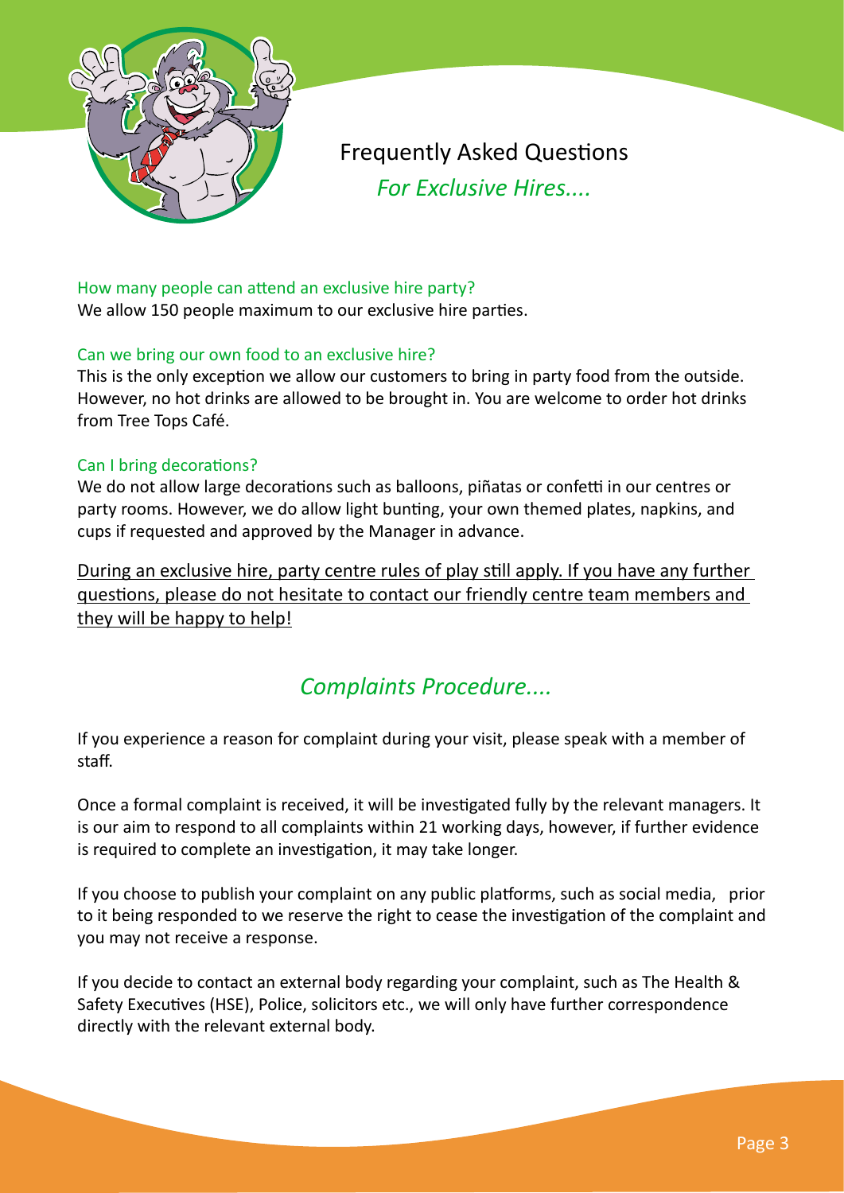# Frequently Asked Questions

*For Exclusive Hires....*

### How many people can attend an exclusive hire party?

We allow 150 people maximum to our exclusive hire parties.

### Can we bring our own food to an exclusive hire?

This is the only exception we allow our customers to bring in party food from the outside. However, no hot drinks are allowed to be brought in. You are welcome to order hot drinks from Tree Tops Café.

### Can I bring decorations?

We do not allow large decorations such as balloons, piñatas or confetti in our centres or party rooms. However, we do allow light bunting, your own themed plates, napkins, and cups if requested and approved by the Manager in advance.

During an exclusive hire, party centre rules of play still apply. If you have any further questions, please do not hesitate to contact our friendly centre team members and they will be happy to help!

## *Complaints Procedure....*

If you experience a reason for complaint during your visit, please speak with a member of staff.

Once a formal complaint is received, it will be investigated fully by the relevant managers. It is our aim to respond to all complaints within 21 working days, however, if further evidence is required to complete an investigation, it may take longer.

If you choose to publish your complaint on any public platforms, such as social media, prior to it being responded to we reserve the right to cease the investigation of the complaint and you may not receive a response.

If you decide to contact an external body regarding your complaint, such as The Health & Safety Executives (HSE), Police, solicitors etc., we will only have further correspondence directly with the relevant external body.